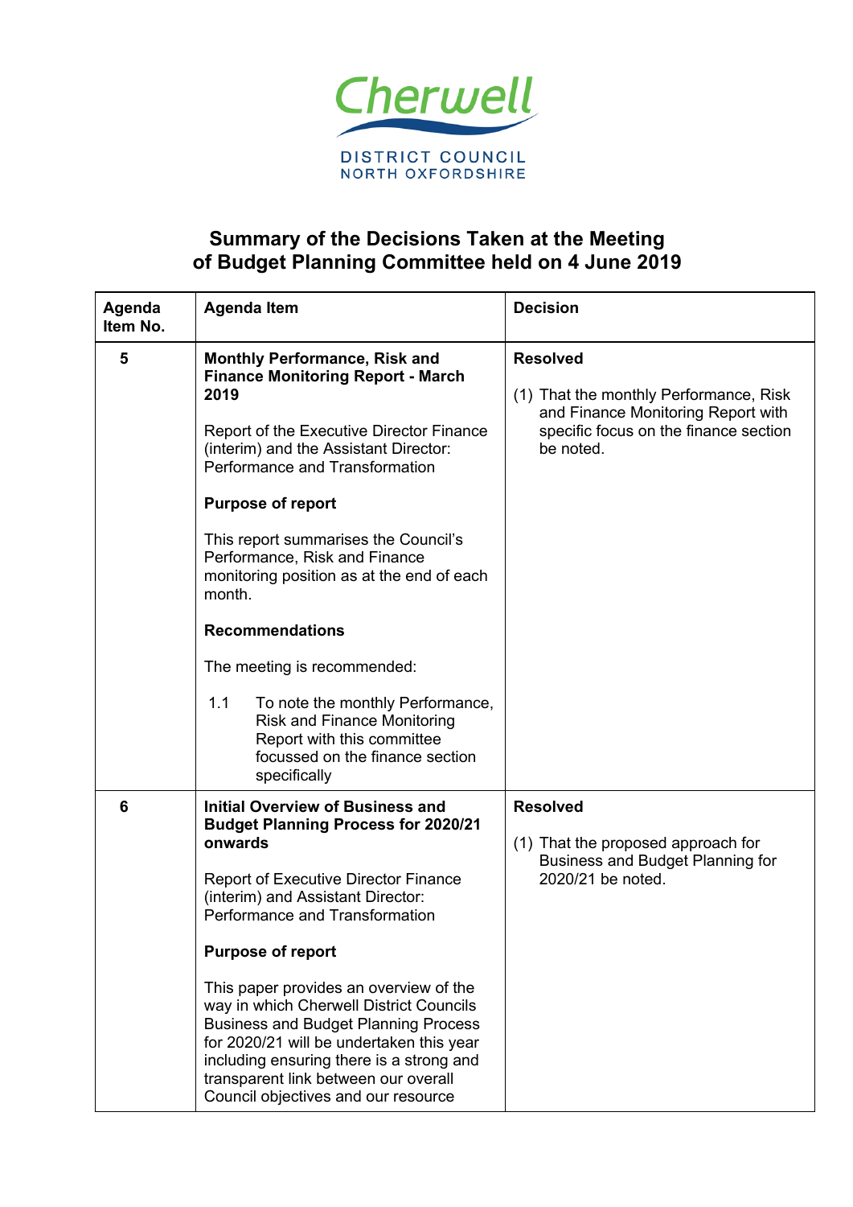Cherwell

DISTRICT COUNCIL
NORTH OXFORDSHIRE

# Summary of the Decisions Taken at the Meeting of Budget Planning Committee held on 4 June 2019

| Agenda Item No. | Agenda Item | Decision |
| --- | --- | --- |
| 5 | **Monthly Performance, Risk and Finance Monitoring Report - March 2019**<br><br>Report of the Executive Director Finance (interim) and the Assistant Director: Performance and Transformation<br><br>**Purpose of report**<br><br>This report summarises the Council's Performance, Risk and Finance monitoring position as at the end of each month.<br><br>**Recommendations**<br><br>The meeting is recommended:<br><br>1.1 To note the monthly Performance, Risk and Finance Monitoring Report with this committee focussed on the finance section specifically | **Resolved**<br><br>(1) That the monthly Performance, Risk and Finance Monitoring Report with specific focus on the finance section be noted. |
| 6 | **Initial Overview of Business and Budget Planning Process for 2020/21 onwards**<br><br>Report of Executive Director Finance (interim) and Assistant Director: Performance and Transformation<br><br>**Purpose of report**<br><br>This paper provides an overview of the way in which Cherwell District Councils Business and Budget Planning Process for 2020/21 will be undertaken this year including ensuring there is a strong and transparent link between our overall Council objectives and our resource | **Resolved**<br><br>(1) That the proposed approach for Business and Budget Planning for 2020/21 be noted. |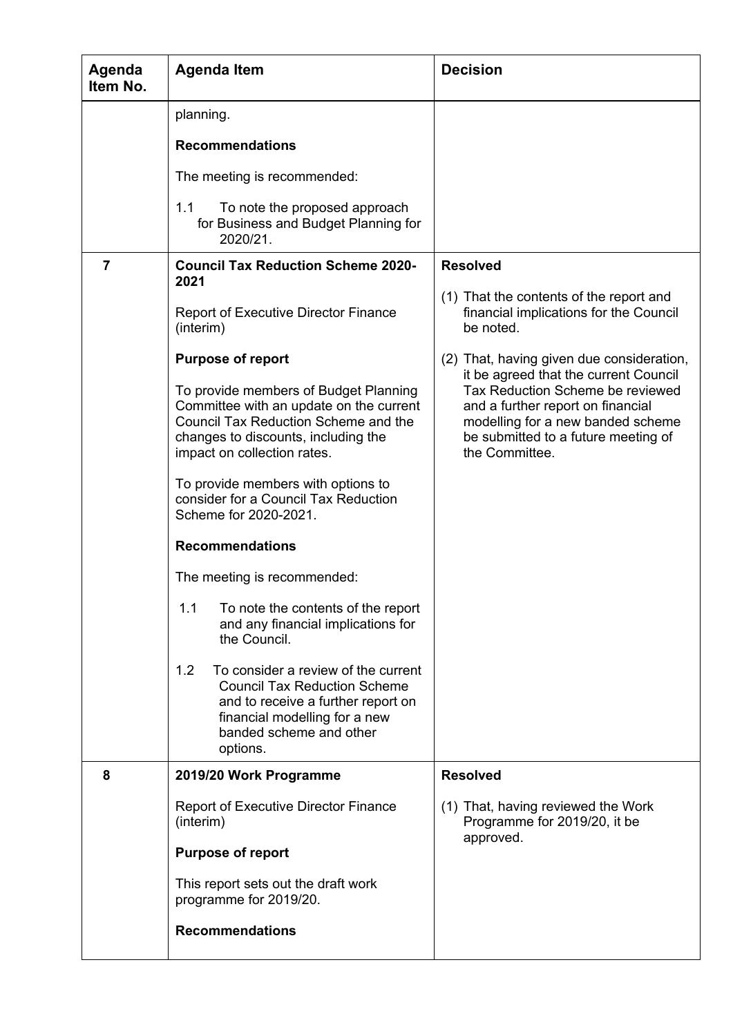| Agenda Item No. | Agenda Item | Decision |
|---|---|---|
| | planning.<br><br>**Recommendations**<br><br>The meeting is recommended:<br><br>1.1 To note the proposed approach for Business and Budget Planning for 2020/21. | |
| 7 | **Council Tax Reduction Scheme 2020-2021**<br><br>Report of Executive Director Finance (interim)<br><br>**Purpose of report**<br><br>To provide members of Budget Planning Committee with an update on the current Council Tax Reduction Scheme and the changes to discounts, including the impact on collection rates.<br><br>To provide members with options to consider for a Council Tax Reduction Scheme for 2020-2021.<br><br>**Recommendations**<br><br>The meeting is recommended:<br><br>1.1 To note the contents of the report and any financial implications for the Council.<br><br>1.2 To consider a review of the current Council Tax Reduction Scheme and to receive a further report on financial modelling for a new banded scheme and other options. | **Resolved**<br><br>(1) That the contents of the report and financial implications for the Council be noted.<br><br>(2) That, having given due consideration, it be agreed that the current Council Tax Reduction Scheme be reviewed and a further report on financial modelling for a new banded scheme be submitted to a future meeting of the Committee. |
| 8 | **2019/20 Work Programme**<br><br>Report of Executive Director Finance (interim)<br><br>**Purpose of report**<br><br>This report sets out the draft work programme for 2019/20.<br><br>**Recommendations** | **Resolved**<br><br>(1) That, having reviewed the Work Programme for 2019/20, it be approved. |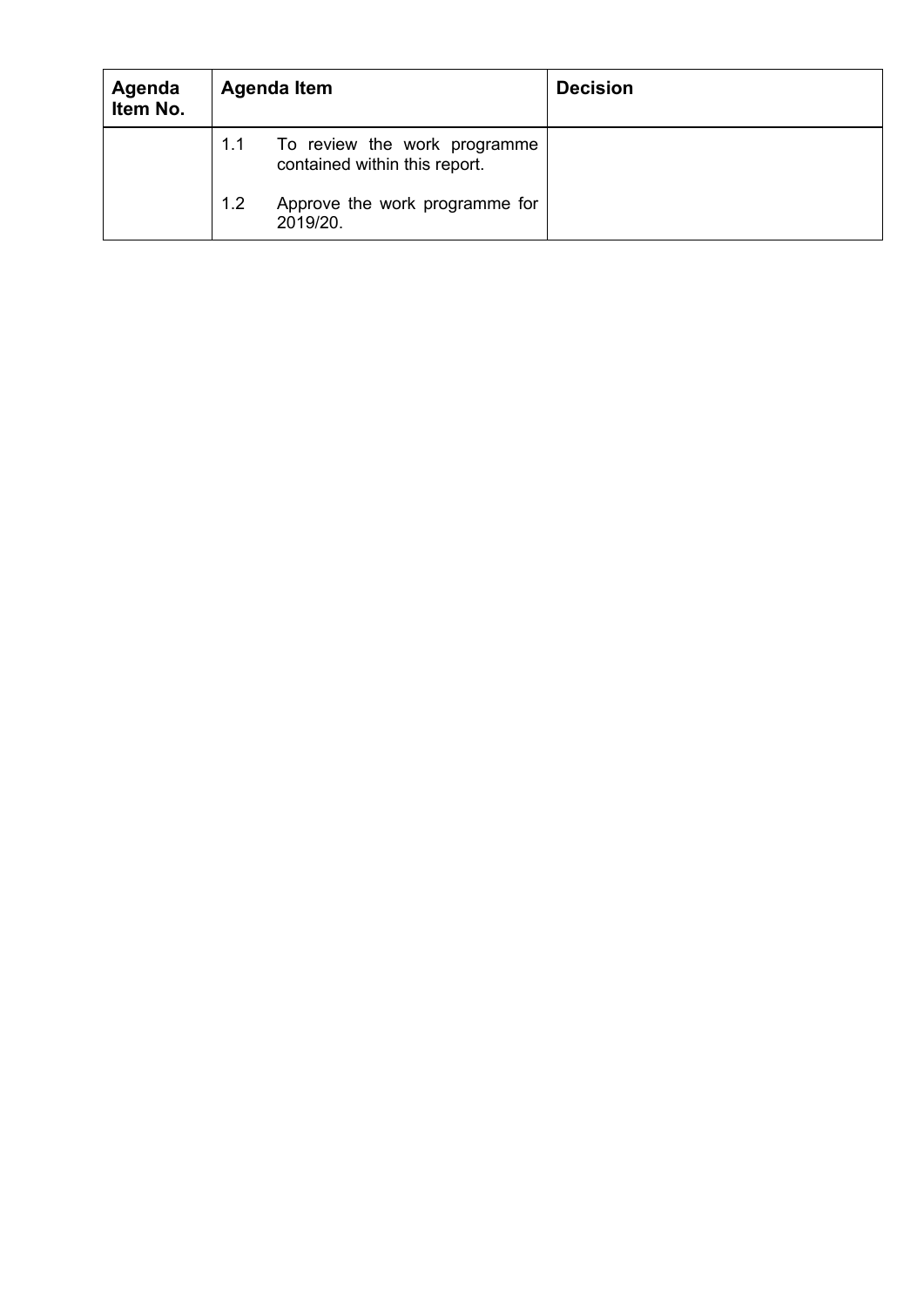| Agenda Item No. | Agenda Item | Decision |
|---|---|---|
| | 1.1 To review the work programme contained within this report.<br><br>1.2 Approve the work programme for 2019/20. | |